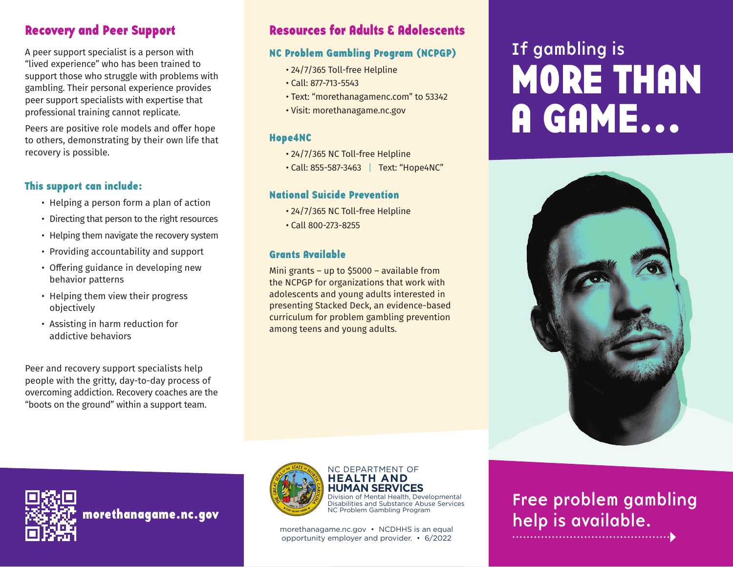## Recovery and Peer Support

A peer support specialist is a person with "lived experience" who has been trained to support those who struggle with problems with gambling. Their personal experience provides peer support specialists with expertise that professional training cannot replicate.

Peers are positive role models and offer hope to others, demonstrating by their own life that recovery is possible.

### This support can include:

- Helping a person form a plan of action
- Directing that person to the right resources
- Helping them navigate the recovery system
- Providing accountability and support
- Offering guidance in developing new behavior patterns
- Helping them view their progress objectively
- Assisting in harm reduction for addictive behaviors

Peer and recovery support specialists help people with the gritty, day-to-day process of overcoming addiction. Recovery coaches are the "boots on the ground" within a support team.

**morethanagame.nc.gov**

## Resources for Adults & Adolescents

### NC Problem Gambling Program (NCPGP)

- 24/7/365 Toll-free Helpline
- Call: 877-713-5543
- Text: "morethanagamenc.com" to 53342
- Visit: morethanagame.nc.gov

### Hope4NC

- 24/7/365 NC Toll-free Helpline
- Call: 855-587-3463 | Text: "Hope4NC"

### National Suicide Prevention

- 24/7/365 NC Toll-free Helpline
- Call 800-273-8255

### Grants Available

Mini grants – up to $5000 – available from the NCPGP for organizations that work with adolescents and young adults interested in presenting Stacked Deck, an evidence-based curriculum for problem gambling prevention among teens and young adults.

NC DEPARTMENT OF **HEALTH AND HUMAN SERVICES**
Division of Mental Health, Developmental Disabilities and Substance Abuse Services
NC Problem Gambling Program

morethanagame.nc.gov • NCDHHS is an equal opportunity employer and provider. • 6/2022

# If gambling is MORE THAN A GAME...

**Free problem gambling help is available.**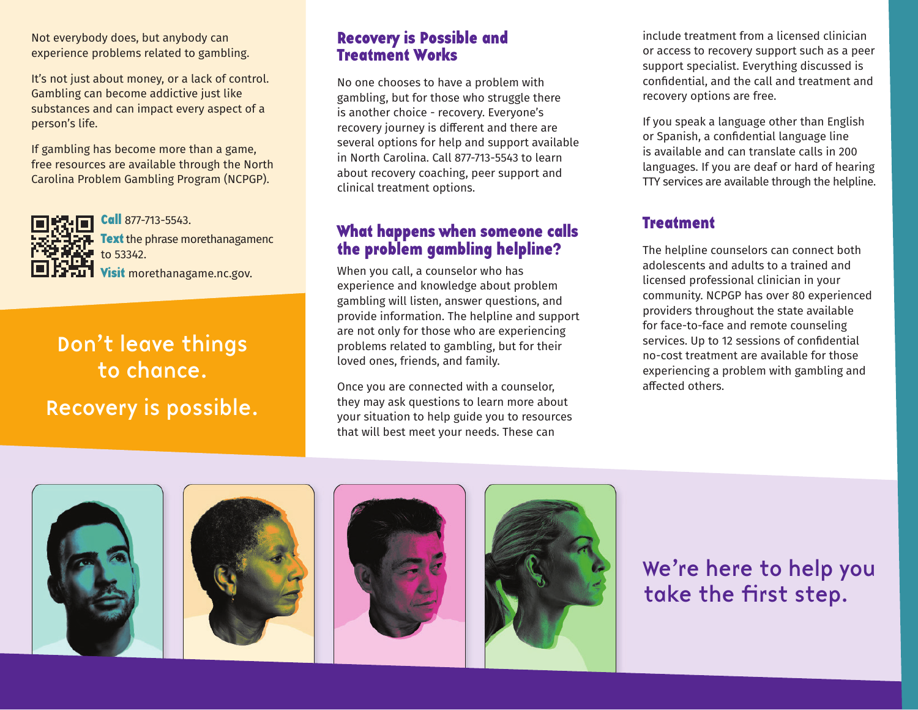Not everybody does, but anybody can experience problems related to gambling.

It's not just about money, or a lack of control. Gambling can become addictive just like substances and can impact every aspect of a person's life.

If gambling has become more than a game, free resources are available through the North Carolina Problem Gambling Program (NCPGP).

**Call** 877-713-5543.
**Text** the phrase morethanagamenc to 53342.
**Visit** morethanagame.nc.gov.

Don't leave things to chance.

Recovery is possible.

## Recovery is Possible and Treatment Works

No one chooses to have a problem with gambling, but for those who struggle there is another choice - recovery. Everyone's recovery journey is different and there are several options for help and support available in North Carolina. Call 877-713-5543 to learn about recovery coaching, peer support and clinical treatment options.

## What happens when someone calls the problem gambling helpline?

When you call, a counselor who has experience and knowledge about problem gambling will listen, answer questions, and provide information. The helpline and support are not only for those who are experiencing problems related to gambling, but for their loved ones, friends, and family.

Once you are connected with a counselor, they may ask questions to learn more about your situation to help guide you to resources that will best meet your needs. These can include treatment from a licensed clinician or access to recovery support such as a peer support specialist. Everything discussed is confidential, and the call and treatment and recovery options are free.

If you speak a language other than English or Spanish, a confidential language line is available and can translate calls in 200 languages. If you are deaf or hard of hearing TTY services are available through the helpline.

## Treatment

The helpline counselors can connect both adolescents and adults to a trained and licensed professional clinician in your community. NCPGP has over 80 experienced providers throughout the state available for face-to-face and remote counseling services. Up to 12 sessions of confidential no-cost treatment are available for those experiencing a problem with gambling and affected others.

We're here to help you take the first step.